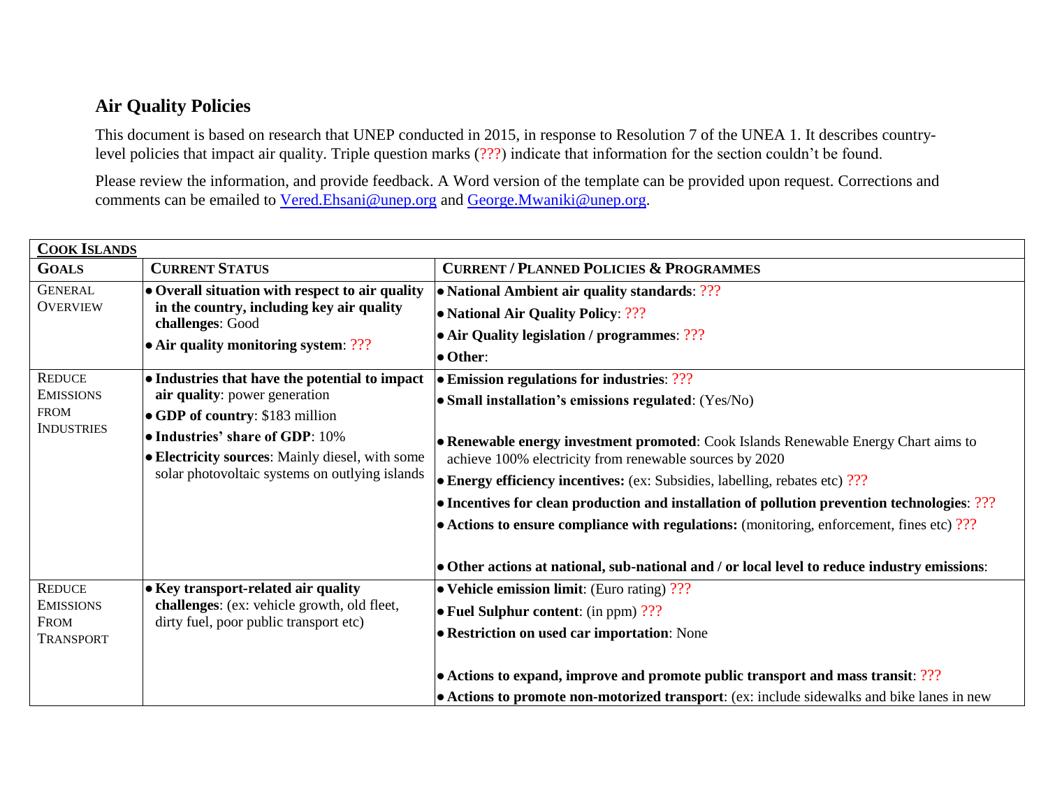## Air Quality Policies

This document is based on research that UNEP conducted in 2015, in response to Resolution 7 of the UNEA 1. It describes country-level policies that impact air quality. Triple question marks (???) indicate that information for the section couldn't be found.

Please review the information, and provide feedback. A Word version of the template can be provided upon request. Corrections and comments can be emailed to Vered.Ehsani@unep.org and George.Mwaniki@unep.org.

| **COOK ISLANDS** | | |
|---|---|---|
| **GOALS** | **CURRENT STATUS** | **CURRENT / PLANNED POLICIES & PROGRAMMES** |
| GENERAL OVERVIEW | • **Overall situation with respect to air quality in the country, including key air quality challenges**: Good<br>• **Air quality monitoring system**: ??? | • **National Ambient air quality standards**: ???<br>• **National Air Quality Policy**: ???<br>• **Air Quality legislation / programmes**: ???<br>• **Other**: |
| REDUCE EMISSIONS FROM INDUSTRIES | • **Industries that have the potential to impact air quality**: power generation<br>• **GDP of country**: $183 million<br>• **Industries' share of GDP**: 10%<br>• **Electricity sources**: Mainly diesel, with some solar photovoltaic systems on outlying islands | • **Emission regulations for industries**: ???<br>• **Small installation's emissions regulated**: (Yes/No)<br>• **Renewable energy investment promoted**: Cook Islands Renewable Energy Chart aims to achieve 100% electricity from renewable sources by 2020<br>• **Energy efficiency incentives:** (ex: Subsidies, labelling, rebates etc) ???<br>• **Incentives for clean production and installation of pollution prevention technologies**: ???<br>• **Actions to ensure compliance with regulations:** (monitoring, enforcement, fines etc) ???<br>• **Other actions at national, sub-national and / or local level to reduce industry emissions**: |
| REDUCE EMISSIONS FROM TRANSPORT | • **Key transport-related air quality challenges**: (ex: vehicle growth, old fleet, dirty fuel, poor public transport etc) | • **Vehicle emission limit**: (Euro rating) ???<br>• **Fuel Sulphur content**: (in ppm) ???<br>• **Restriction on used car importation**: None<br>• **Actions to expand, improve and promote public transport and mass transit**: ???<br>• **Actions to promote non-motorized transport**: (ex: include sidewalks and bike lanes in new |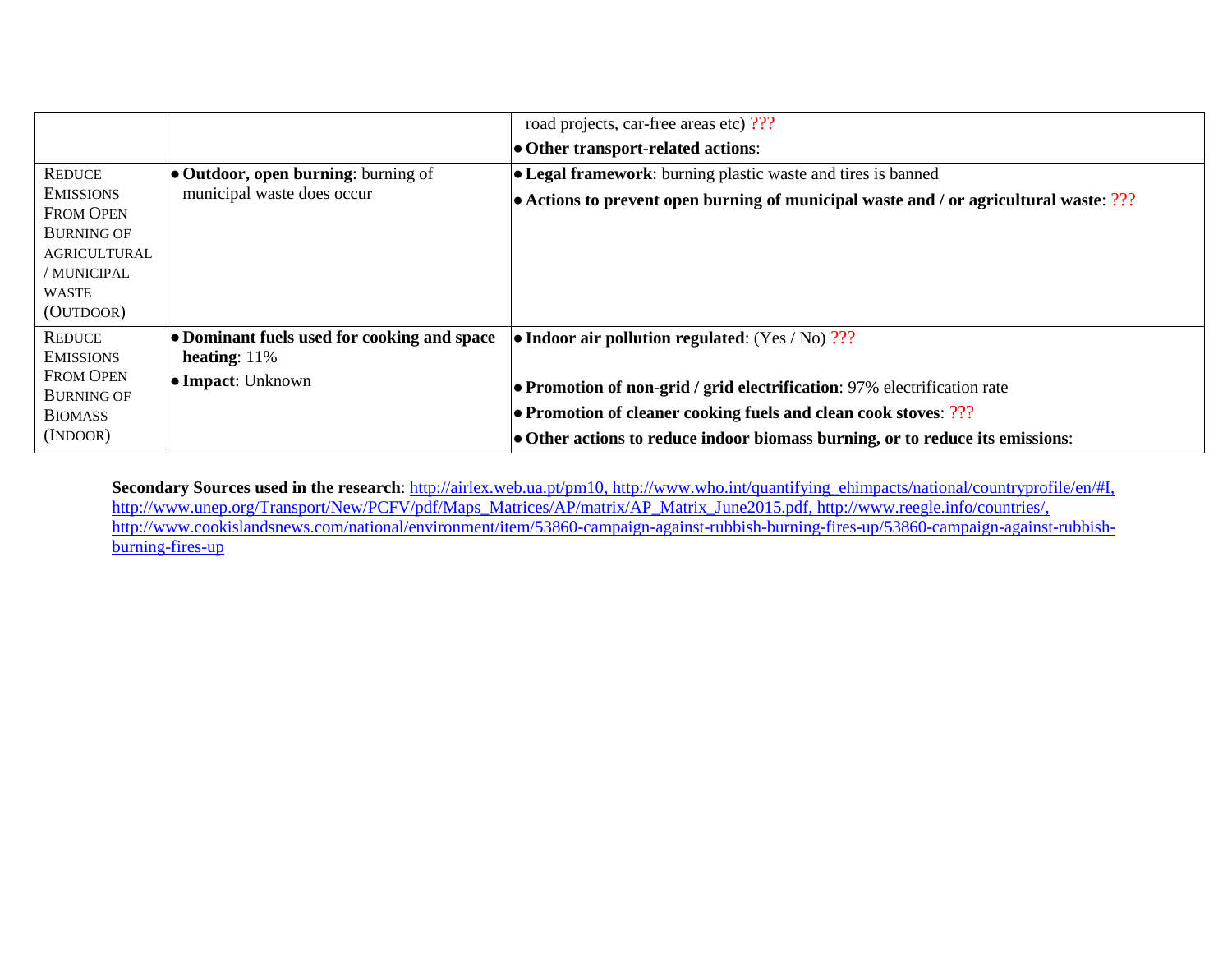| | | |
|---|---|---|
| | | road projects, car-free areas etc) ???<br>• **Other transport-related actions**: |
| REDUCE EMISSIONS FROM OPEN BURNING OF AGRICULTURAL / MUNICIPAL WASTE (OUTDOOR) | • **Outdoor, open burning**: burning of municipal waste does occur | • **Legal framework**: burning plastic waste and tires is banned<br>• **Actions to prevent open burning of municipal waste and / or agricultural waste**: ??? |
| REDUCE EMISSIONS FROM OPEN BURNING OF BIOMASS (INDOOR) | • **Dominant fuels used for cooking and space heating**: 11%<br>• **Impact**: Unknown | • **Indoor air pollution regulated**: (Yes / No) ???<br>• **Promotion of non-grid / grid electrification**: 97% electrification rate<br>• **Promotion of cleaner cooking fuels and clean cook stoves**: ???<br>• **Other actions to reduce indoor biomass burning, or to reduce its emissions**: |

**Secondary Sources used in the research**: http://airlex.web.ua.pt/pm10, http://www.who.int/quantifying_ehimpacts/national/countryprofile/en/#I, http://www.unep.org/Transport/New/PCFV/pdf/Maps_Matrices/AP/matrix/AP_Matrix_June2015.pdf, http://www.reegle.info/countries/, http://www.cookislandsnews.com/national/environment/item/53860-campaign-against-rubbish-burning-fires-up/53860-campaign-against-rubbish-burning-fires-up